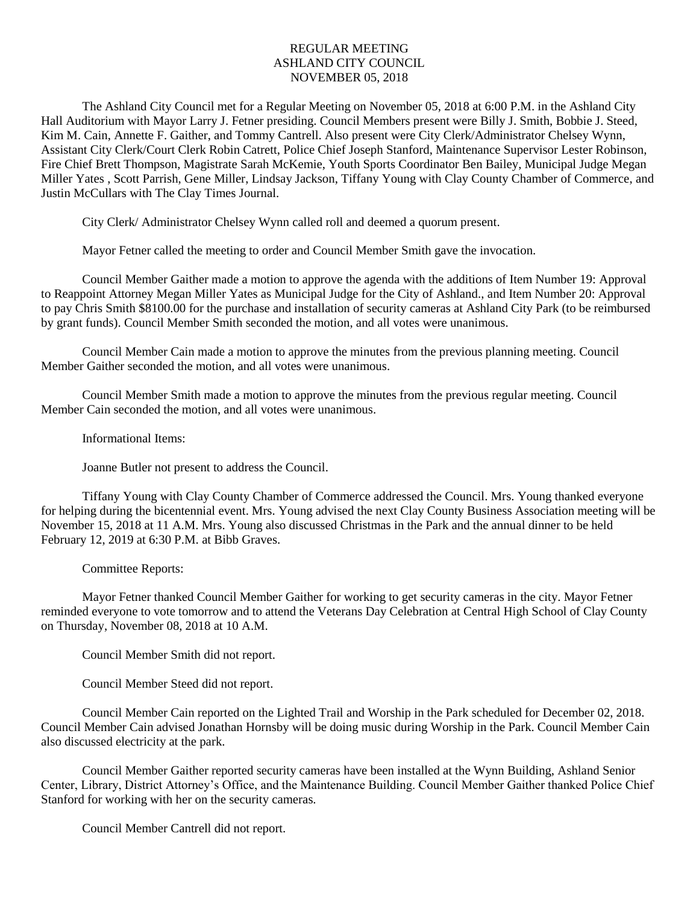# REGULAR MEETING
# ASHLAND CITY COUNCIL
# NOVEMBER 05, 2018

The Ashland City Council met for a Regular Meeting on November 05, 2018 at 6:00 P.M. in the Ashland City Hall Auditorium with Mayor Larry J. Fetner presiding. Council Members present were Billy J. Smith, Bobbie J. Steed, Kim M. Cain, Annette F. Gaither, and Tommy Cantrell. Also present were City Clerk/Administrator Chelsey Wynn, Assistant City Clerk/Court Clerk Robin Catrett, Police Chief Joseph Stanford, Maintenance Supervisor Lester Robinson, Fire Chief Brett Thompson, Magistrate Sarah McKemie, Youth Sports Coordinator Ben Bailey, Municipal Judge Megan Miller Yates , Scott Parrish, Gene Miller, Lindsay Jackson, Tiffany Young with Clay County Chamber of Commerce, and Justin McCullars with The Clay Times Journal.

City Clerk/ Administrator Chelsey Wynn called roll and deemed a quorum present.

Mayor Fetner called the meeting to order and Council Member Smith gave the invocation.

Council Member Gaither made a motion to approve the agenda with the additions of Item Number 19: Approval to Reappoint Attorney Megan Miller Yates as Municipal Judge for the City of Ashland., and Item Number 20: Approval to pay Chris Smith $8100.00 for the purchase and installation of security cameras at Ashland City Park (to be reimbursed by grant funds). Council Member Smith seconded the motion, and all votes were unanimous.

Council Member Cain made a motion to approve the minutes from the previous planning meeting. Council Member Gaither seconded the motion, and all votes were unanimous.

Council Member Smith made a motion to approve the minutes from the previous regular meeting. Council Member Cain seconded the motion, and all votes were unanimous.

Informational Items:

Joanne Butler not present to address the Council.

Tiffany Young with Clay County Chamber of Commerce addressed the Council. Mrs. Young thanked everyone for helping during the bicentennial event. Mrs. Young advised the next Clay County Business Association meeting will be November 15, 2018 at 11 A.M. Mrs. Young also discussed Christmas in the Park and the annual dinner to be held February 12, 2019 at 6:30 P.M. at Bibb Graves.

Committee Reports:

Mayor Fetner thanked Council Member Gaither for working to get security cameras in the city. Mayor Fetner reminded everyone to vote tomorrow and to attend the Veterans Day Celebration at Central High School of Clay County on Thursday, November 08, 2018 at 10 A.M.

Council Member Smith did not report.

Council Member Steed did not report.

Council Member Cain reported on the Lighted Trail and Worship in the Park scheduled for December 02, 2018. Council Member Cain advised Jonathan Hornsby will be doing music during Worship in the Park. Council Member Cain also discussed electricity at the park.

Council Member Gaither reported security cameras have been installed at the Wynn Building, Ashland Senior Center, Library, District Attorney's Office, and the Maintenance Building. Council Member Gaither thanked Police Chief Stanford for working with her on the security cameras.

Council Member Cantrell did not report.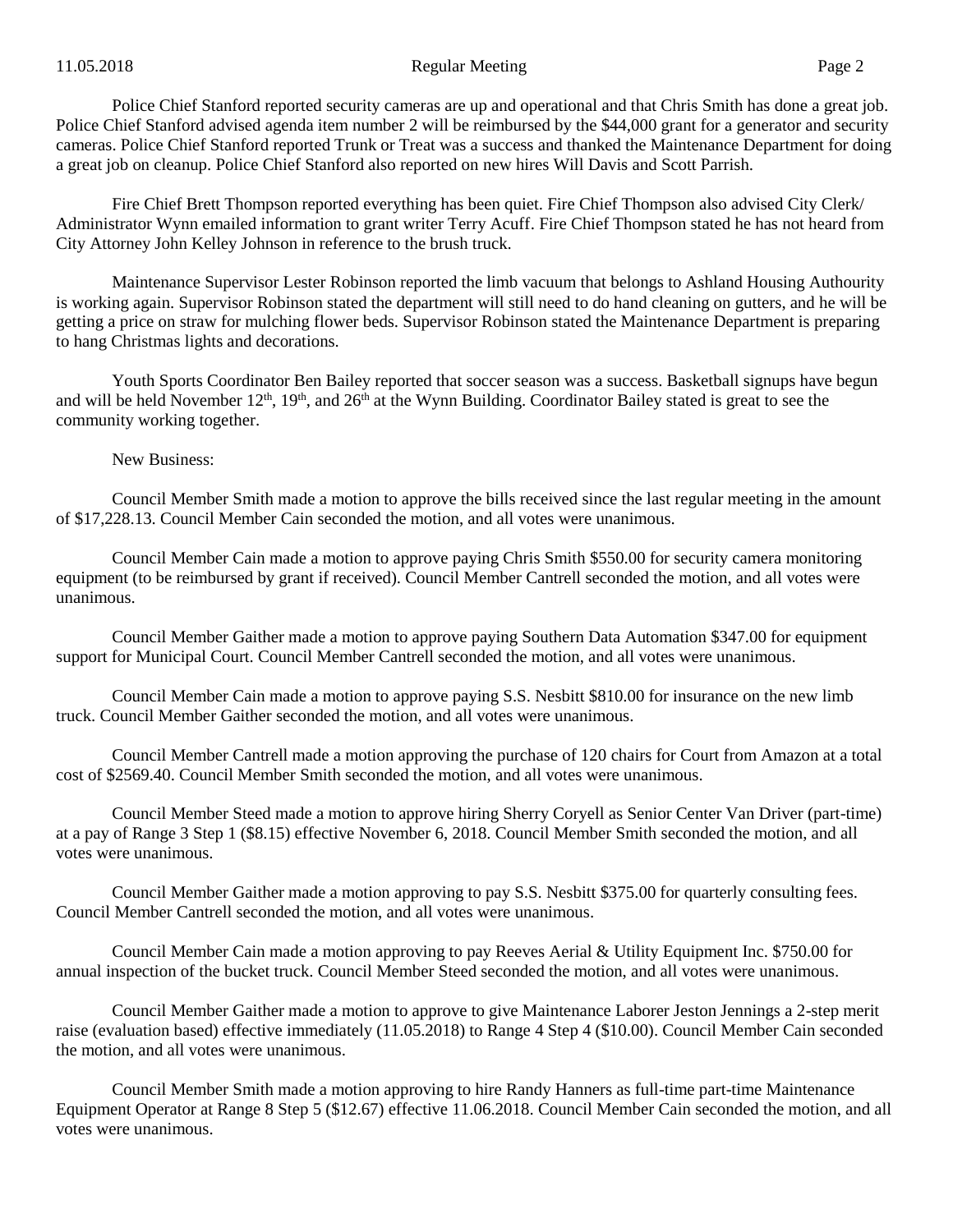Police Chief Stanford reported security cameras are up and operational and that Chris Smith has done a great job. Police Chief Stanford advised agenda item number 2 will be reimbursed by the $44,000 grant for a generator and security cameras. Police Chief Stanford reported Trunk or Treat was a success and thanked the Maintenance Department for doing a great job on cleanup. Police Chief Stanford also reported on new hires Will Davis and Scott Parrish.

Fire Chief Brett Thompson reported everything has been quiet. Fire Chief Thompson also advised City Clerk/ Administrator Wynn emailed information to grant writer Terry Acuff. Fire Chief Thompson stated he has not heard from City Attorney John Kelley Johnson in reference to the brush truck.

Maintenance Supervisor Lester Robinson reported the limb vacuum that belongs to Ashland Housing Authourity is working again. Supervisor Robinson stated the department will still need to do hand cleaning on gutters, and he will be getting a price on straw for mulching flower beds. Supervisor Robinson stated the Maintenance Department is preparing to hang Christmas lights and decorations.

Youth Sports Coordinator Ben Bailey reported that soccer season was a success. Basketball signups have begun and will be held November 12th, 19th, and 26th at the Wynn Building. Coordinator Bailey stated is great to see the community working together.

New Business:

Council Member Smith made a motion to approve the bills received since the last regular meeting in the amount of $17,228.13. Council Member Cain seconded the motion, and all votes were unanimous.

Council Member Cain made a motion to approve paying Chris Smith $550.00 for security camera monitoring equipment (to be reimbursed by grant if received). Council Member Cantrell seconded the motion, and all votes were unanimous.

Council Member Gaither made a motion to approve paying Southern Data Automation $347.00 for equipment support for Municipal Court. Council Member Cantrell seconded the motion, and all votes were unanimous.

Council Member Cain made a motion to approve paying S.S. Nesbitt $810.00 for insurance on the new limb truck. Council Member Gaither seconded the motion, and all votes were unanimous.

Council Member Cantrell made a motion approving the purchase of 120 chairs for Court from Amazon at a total cost of $2569.40. Council Member Smith seconded the motion, and all votes were unanimous.

Council Member Steed made a motion to approve hiring Sherry Coryell as Senior Center Van Driver (part-time) at a pay of Range 3 Step 1 ($8.15) effective November 6, 2018. Council Member Smith seconded the motion, and all votes were unanimous.

Council Member Gaither made a motion approving to pay S.S. Nesbitt $375.00 for quarterly consulting fees. Council Member Cantrell seconded the motion, and all votes were unanimous.

Council Member Cain made a motion approving to pay Reeves Aerial & Utility Equipment Inc. $750.00 for annual inspection of the bucket truck. Council Member Steed seconded the motion, and all votes were unanimous.

Council Member Gaither made a motion to approve to give Maintenance Laborer Jeston Jennings a 2-step merit raise (evaluation based) effective immediately (11.05.2018) to Range 4 Step 4 ($10.00). Council Member Cain seconded the motion, and all votes were unanimous.

Council Member Smith made a motion approving to hire Randy Hanners as full-time part-time Maintenance Equipment Operator at Range 8 Step 5 ($12.67) effective 11.06.2018. Council Member Cain seconded the motion, and all votes were unanimous.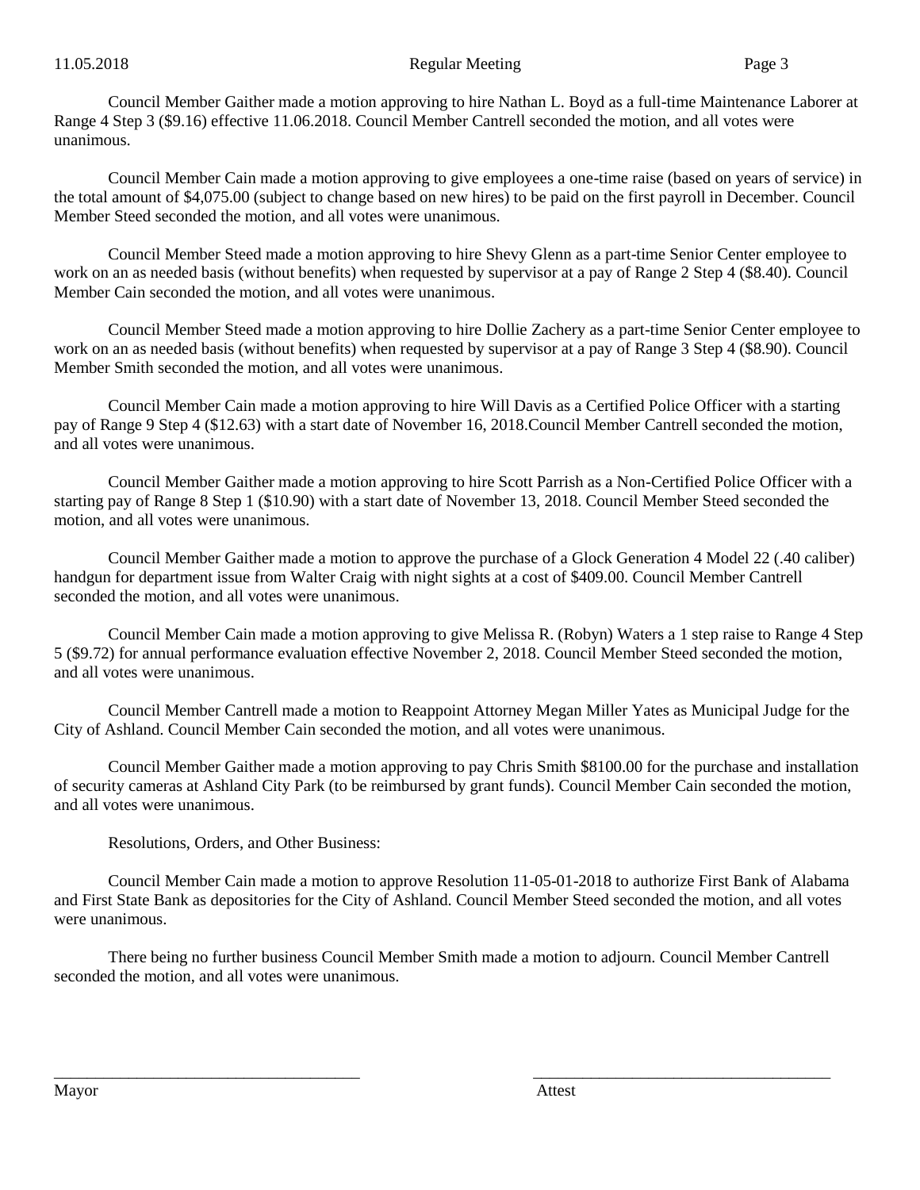Council Member Gaither made a motion approving to hire Nathan L. Boyd as a full-time Maintenance Laborer at Range 4 Step 3 ($9.16) effective 11.06.2018. Council Member Cantrell seconded the motion, and all votes were unanimous.

Council Member Cain made a motion approving to give employees a one-time raise (based on years of service) in the total amount of $4,075.00 (subject to change based on new hires) to be paid on the first payroll in December. Council Member Steed seconded the motion, and all votes were unanimous.

Council Member Steed made a motion approving to hire Shevy Glenn as a part-time Senior Center employee to work on an as needed basis (without benefits) when requested by supervisor at a pay of Range 2 Step 4 ($8.40). Council Member Cain seconded the motion, and all votes were unanimous.

Council Member Steed made a motion approving to hire Dollie Zachery as a part-time Senior Center employee to work on an as needed basis (without benefits) when requested by supervisor at a pay of Range 3 Step 4 ($8.90). Council Member Smith seconded the motion, and all votes were unanimous.

Council Member Cain made a motion approving to hire Will Davis as a Certified Police Officer with a starting pay of Range 9 Step 4 ($12.63) with a start date of November 16, 2018.Council Member Cantrell seconded the motion, and all votes were unanimous.

Council Member Gaither made a motion approving to hire Scott Parrish as a Non-Certified Police Officer with a starting pay of Range 8 Step 1 ($10.90) with a start date of November 13, 2018. Council Member Steed seconded the motion, and all votes were unanimous.

Council Member Gaither made a motion to approve the purchase of a Glock Generation 4 Model 22 (.40 caliber) handgun for department issue from Walter Craig with night sights at a cost of $409.00. Council Member Cantrell seconded the motion, and all votes were unanimous.

Council Member Cain made a motion approving to give Melissa R. (Robyn) Waters a 1 step raise to Range 4 Step 5 ($9.72) for annual performance evaluation effective November 2, 2018. Council Member Steed seconded the motion, and all votes were unanimous.

Council Member Cantrell made a motion to Reappoint Attorney Megan Miller Yates as Municipal Judge for the City of Ashland. Council Member Cain seconded the motion, and all votes were unanimous.

Council Member Gaither made a motion approving to pay Chris Smith $8100.00 for the purchase and installation of security cameras at Ashland City Park (to be reimbursed by grant funds). Council Member Cain seconded the motion, and all votes were unanimous.

Resolutions, Orders, and Other Business:

Council Member Cain made a motion to approve Resolution 11-05-01-2018 to authorize First Bank of Alabama and First State Bank as depositories for the City of Ashland. Council Member Steed seconded the motion, and all votes were unanimous.

There being no further business Council Member Smith made a motion to adjourn. Council Member Cantrell seconded the motion, and all votes were unanimous.

_____________________________________ &nbsp;&nbsp;&nbsp;&nbsp;&nbsp;&nbsp;&nbsp;&nbsp; _____________________________________

Mayor &nbsp;&nbsp;&nbsp;&nbsp;&nbsp;&nbsp;&nbsp;&nbsp;&nbsp;&nbsp;&nbsp;&nbsp;&nbsp;&nbsp;&nbsp;&nbsp;&nbsp;&nbsp;&nbsp;&nbsp;&nbsp;&nbsp;&nbsp;&nbsp;&nbsp;&nbsp;&nbsp;&nbsp;&nbsp;&nbsp;&nbsp;&nbsp;&nbsp;&nbsp;&nbsp;&nbsp;&nbsp;&nbsp;&nbsp;&nbsp; Attest